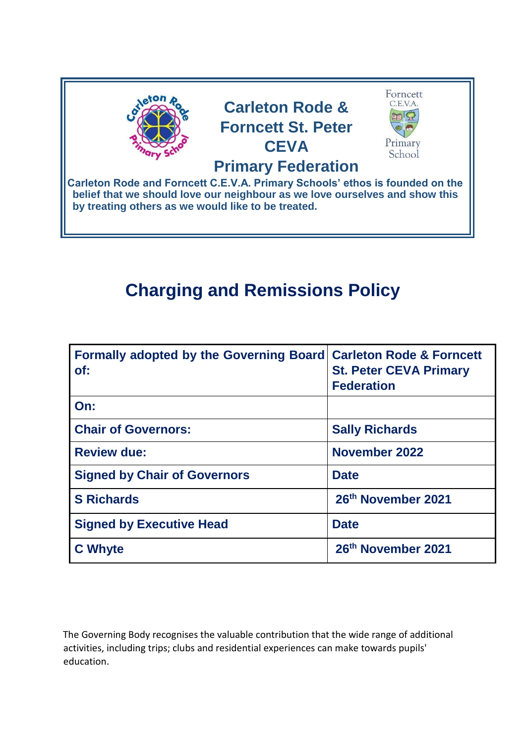# Carleton Rode & Forncett St. Peter CEVA Primary Federation

**Carleton Rode and Forncett C.E.V.A. Primary Schools' ethos is founded on the belief that we should love our neighbour as we love ourselves and show this by treating others as we would like to be treated.**

# Charging and Remissions Policy

| Formally adopted by the Governing Board of: | Carleton Rode & Forncett St. Peter CEVA Primary Federation |
|---|---|
| On: | |
| Chair of Governors: | Sally Richards |
| Review due: | November 2022 |
| Signed by Chair of Governors | Date |
| S Richards | 26th November 2021 |
| Signed by Executive Head | Date |
| C Whyte | 26th November 2021 |

The Governing Body recognises the valuable contribution that the wide range of additional activities, including trips; clubs and residential experiences can make towards pupils' education.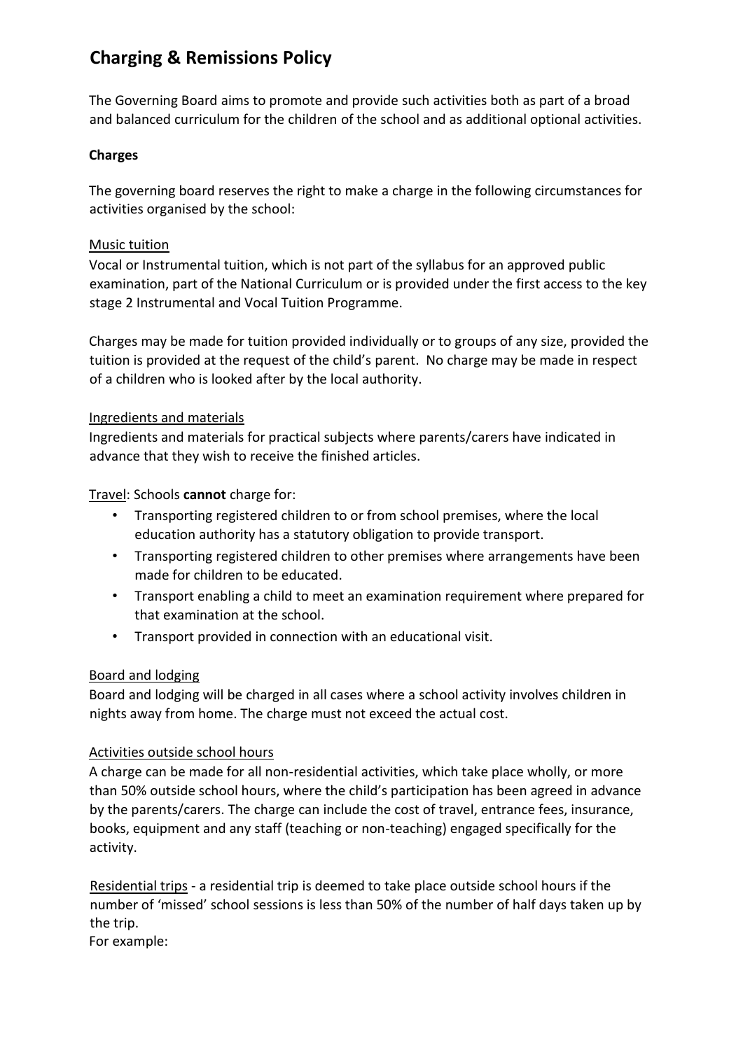# Charging & Remissions Policy

The Governing Board aims to promote and provide such activities both as part of a broad and balanced curriculum for the children of the school and as additional optional activities.

**Charges**

The governing board reserves the right to make a charge in the following circumstances for activities organised by the school:

<u>Music tuition</u>

Vocal or Instrumental tuition, which is not part of the syllabus for an approved public examination, part of the National Curriculum or is provided under the first access to the key stage 2 Instrumental and Vocal Tuition Programme.

Charges may be made for tuition provided individually or to groups of any size, provided the tuition is provided at the request of the child's parent. No charge may be made in respect of a children who is looked after by the local authority.

<u>Ingredients and materials</u>

Ingredients and materials for practical subjects where parents/carers have indicated in advance that they wish to receive the finished articles.

<u>Travel</u>: Schools **cannot** charge for:

- Transporting registered children to or from school premises, where the local education authority has a statutory obligation to provide transport.
- Transporting registered children to other premises where arrangements have been made for children to be educated.
- Transport enabling a child to meet an examination requirement where prepared for that examination at the school.
- Transport provided in connection with an educational visit.

<u>Board and lodging</u>

Board and lodging will be charged in all cases where a school activity involves children in nights away from home. The charge must not exceed the actual cost.

<u>Activities outside school hours</u>

A charge can be made for all non-residential activities, which take place wholly, or more than 50% outside school hours, where the child's participation has been agreed in advance by the parents/carers. The charge can include the cost of travel, entrance fees, insurance, books, equipment and any staff (teaching or non-teaching) engaged specifically for the activity.

<u>Residential trips</u> - a residential trip is deemed to take place outside school hours if the number of 'missed' school sessions is less than 50% of the number of half days taken up by the trip.

For example: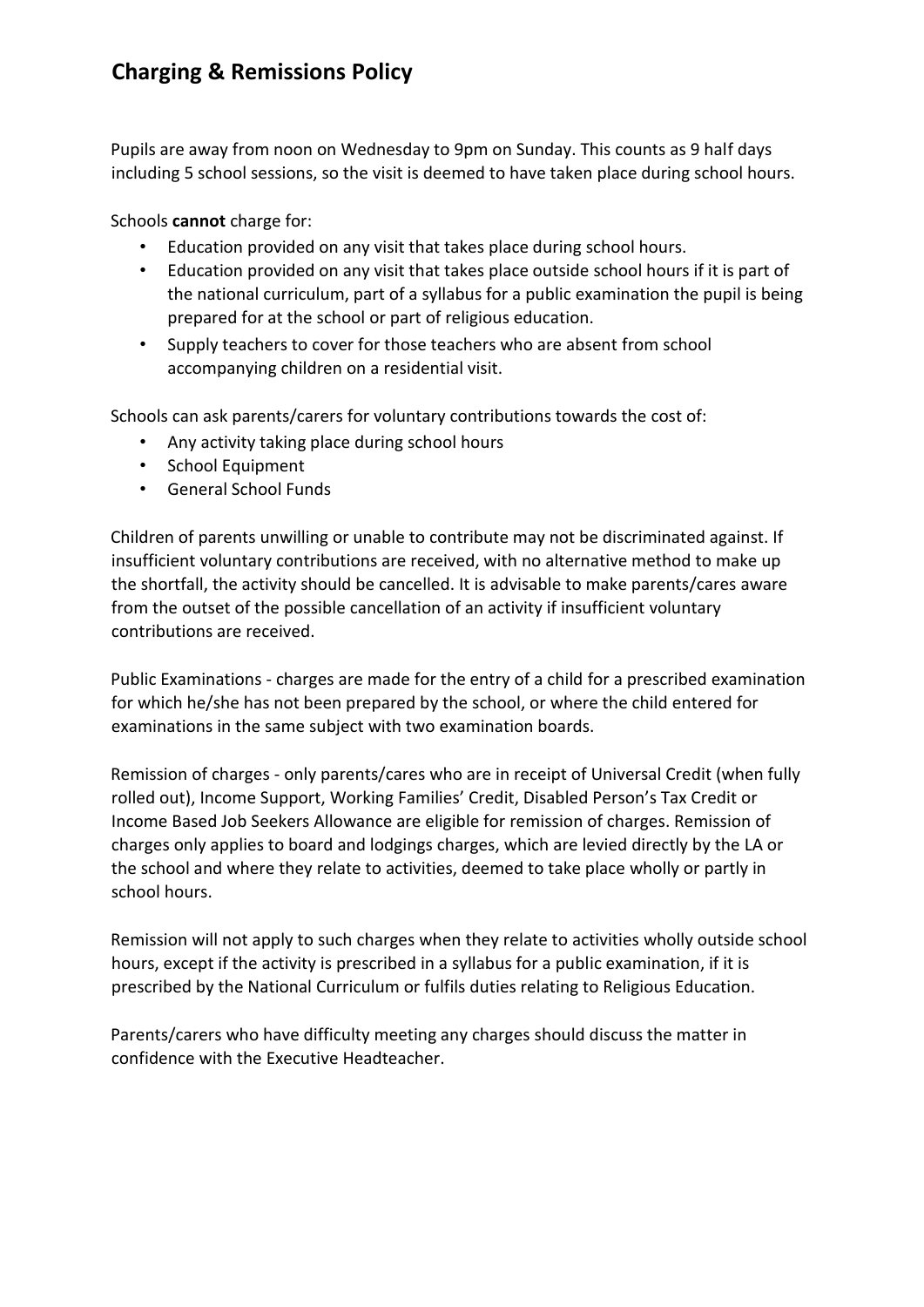## Charging & Remissions Policy

Pupils are away from noon on Wednesday to 9pm on Sunday. This counts as 9 half days including 5 school sessions, so the visit is deemed to have taken place during school hours.

Schools **cannot** charge for:

- Education provided on any visit that takes place during school hours.
- Education provided on any visit that takes place outside school hours if it is part of the national curriculum, part of a syllabus for a public examination the pupil is being prepared for at the school or part of religious education.
- Supply teachers to cover for those teachers who are absent from school accompanying children on a residential visit.

Schools can ask parents/carers for voluntary contributions towards the cost of:

- Any activity taking place during school hours
- School Equipment
- General School Funds

Children of parents unwilling or unable to contribute may not be discriminated against. If insufficient voluntary contributions are received, with no alternative method to make up the shortfall, the activity should be cancelled. It is advisable to make parents/cares aware from the outset of the possible cancellation of an activity if insufficient voluntary contributions are received.

Public Examinations - charges are made for the entry of a child for a prescribed examination for which he/she has not been prepared by the school, or where the child entered for examinations in the same subject with two examination boards.

Remission of charges - only parents/cares who are in receipt of Universal Credit (when fully rolled out), Income Support, Working Families' Credit, Disabled Person's Tax Credit or Income Based Job Seekers Allowance are eligible for remission of charges. Remission of charges only applies to board and lodgings charges, which are levied directly by the LA or the school and where they relate to activities, deemed to take place wholly or partly in school hours.

Remission will not apply to such charges when they relate to activities wholly outside school hours, except if the activity is prescribed in a syllabus for a public examination, if it is prescribed by the National Curriculum or fulfils duties relating to Religious Education.

Parents/carers who have difficulty meeting any charges should discuss the matter in confidence with the Executive Headteacher.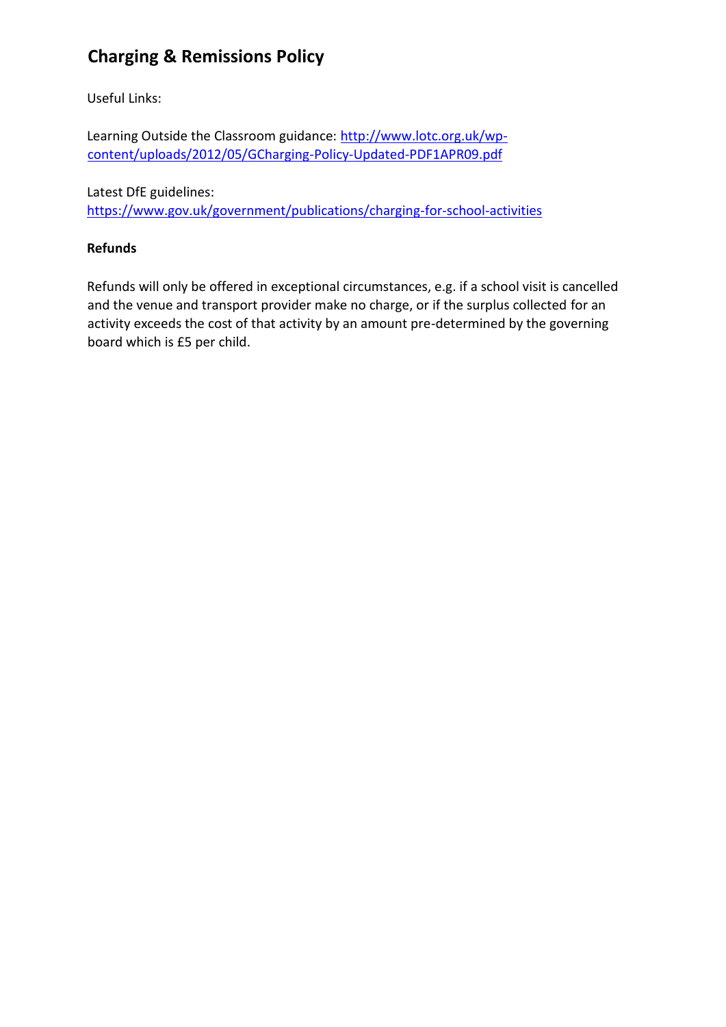## Charging & Remissions Policy

Useful Links:

Learning Outside the Classroom guidance: [http://www.lotc.org.uk/wp-content/uploads/2012/05/GCharging-Policy-Updated-PDF1APR09.pdf](http://www.lotc.org.uk/wp-content/uploads/2012/05/GCharging-Policy-Updated-PDF1APR09.pdf)

Latest DfE guidelines: [https://www.gov.uk/government/publications/charging-for-school-activities](https://www.gov.uk/government/publications/charging-for-school-activities)

**Refunds**

Refunds will only be offered in exceptional circumstances, e.g. if a school visit is cancelled and the venue and transport provider make no charge, or if the surplus collected for an activity exceeds the cost of that activity by an amount pre-determined by the governing board which is £5 per child.